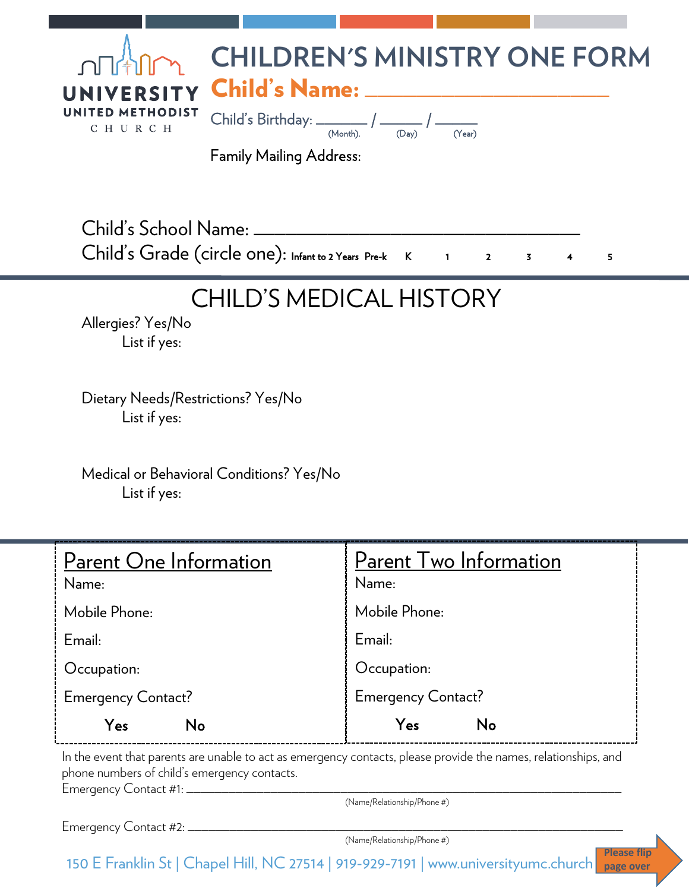UNIVERSITY UNITED METHODIST CHURCH

# CHILDREN'S MINISTRY ONE FORM

## Child's Name: ___________________________

Child's Birthday: _______ / ______ / ______
(Month). (Day) (Year)

Family Mailing Address:

Child's School Name: ___________________________________

Child's Grade (circle one): Infant to 2 Years Pre-k K 1 2 3 4 5

# CHILD'S MEDICAL HISTORY

Allergies? Yes/No

List if yes:

Dietary Needs/Restrictions? Yes/No

List if yes:

Medical or Behavioral Conditions? Yes/No

List if yes:

| Parent One Information | Parent Two Information |
|---|---|
| Name: | Name: |
| Mobile Phone: | Mobile Phone: |
| Email: | Email: |
| Occupation: | Occupation: |
| Emergency Contact? | Emergency Contact? |
| Yes No | Yes No |

In the event that parents are unable to act as emergency contacts, please provide the names, relationships, and phone numbers of child's emergency contacts.

Emergency Contact #1: _______________________________________________
(Name/Relationship/Phone #)

Emergency Contact #2: _______________________________________________
(Name/Relationship/Phone #)

150 E Franklin St | Chapel Hill, NC 27514 | 919-929-7191 | www.universityumc.church

Please flip page over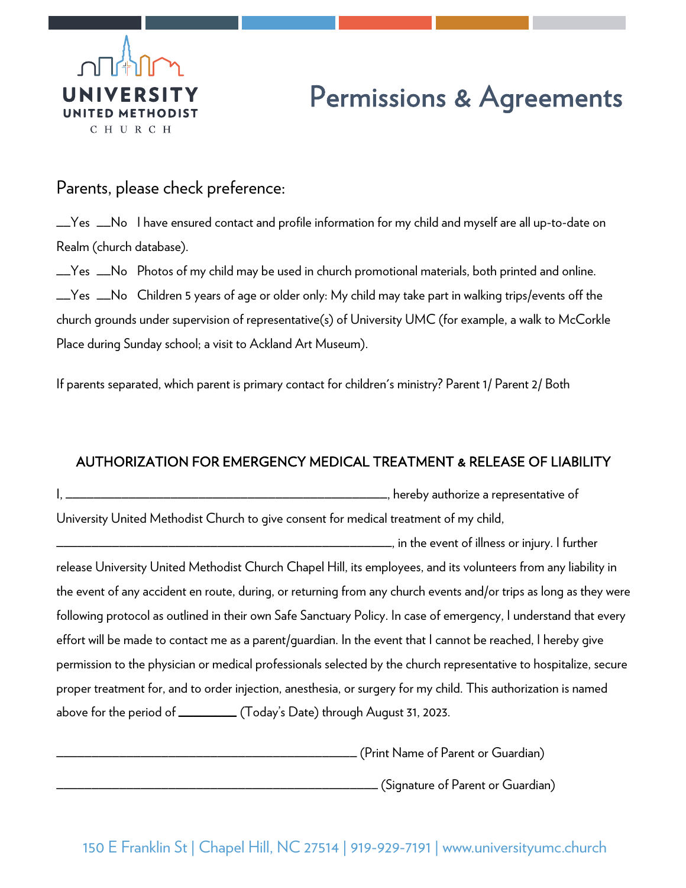UNIVERSITY UNITED METHODIST CHURCH

# Permissions & Agreements

## Parents, please check preference:

__Yes __No I have ensured contact and profile information for my child and myself are all up-to-date on Realm (church database).

__Yes __No Photos of my child may be used in church promotional materials, both printed and online.

__Yes __No Children 5 years of age or older only: My child may take part in walking trips/events off the church grounds under supervision of representative(s) of University UMC (for example, a walk to McCorkle Place during Sunday school; a visit to Ackland Art Museum).

If parents separated, which parent is primary contact for children's ministry? Parent 1/ Parent 2/ Both

### AUTHORIZATION FOR EMERGENCY MEDICAL TREATMENT & RELEASE OF LIABILITY

I, ________________________________________, hereby authorize a representative of University United Methodist Church to give consent for medical treatment of my child, ________________________________________, in the event of illness or injury. I further release University United Methodist Church Chapel Hill, its employees, and its volunteers from any liability in the event of any accident en route, during, or returning from any church events and/or trips as long as they were following protocol as outlined in their own Safe Sanctuary Policy. In case of emergency, I understand that every effort will be made to contact me as a parent/guardian. In the event that I cannot be reached, I hereby give permission to the physician or medical professionals selected by the church representative to hospitalize, secure proper treatment for, and to order injection, anesthesia, or surgery for my child. This authorization is named above for the period of ________ (Today's Date) through August 31, 2023.

________________________________________ (Print Name of Parent or Guardian)

________________________________________ (Signature of Parent or Guardian)

150 E Franklin St | Chapel Hill, NC 27514 | 919-929-7191 | www.universityumc.church